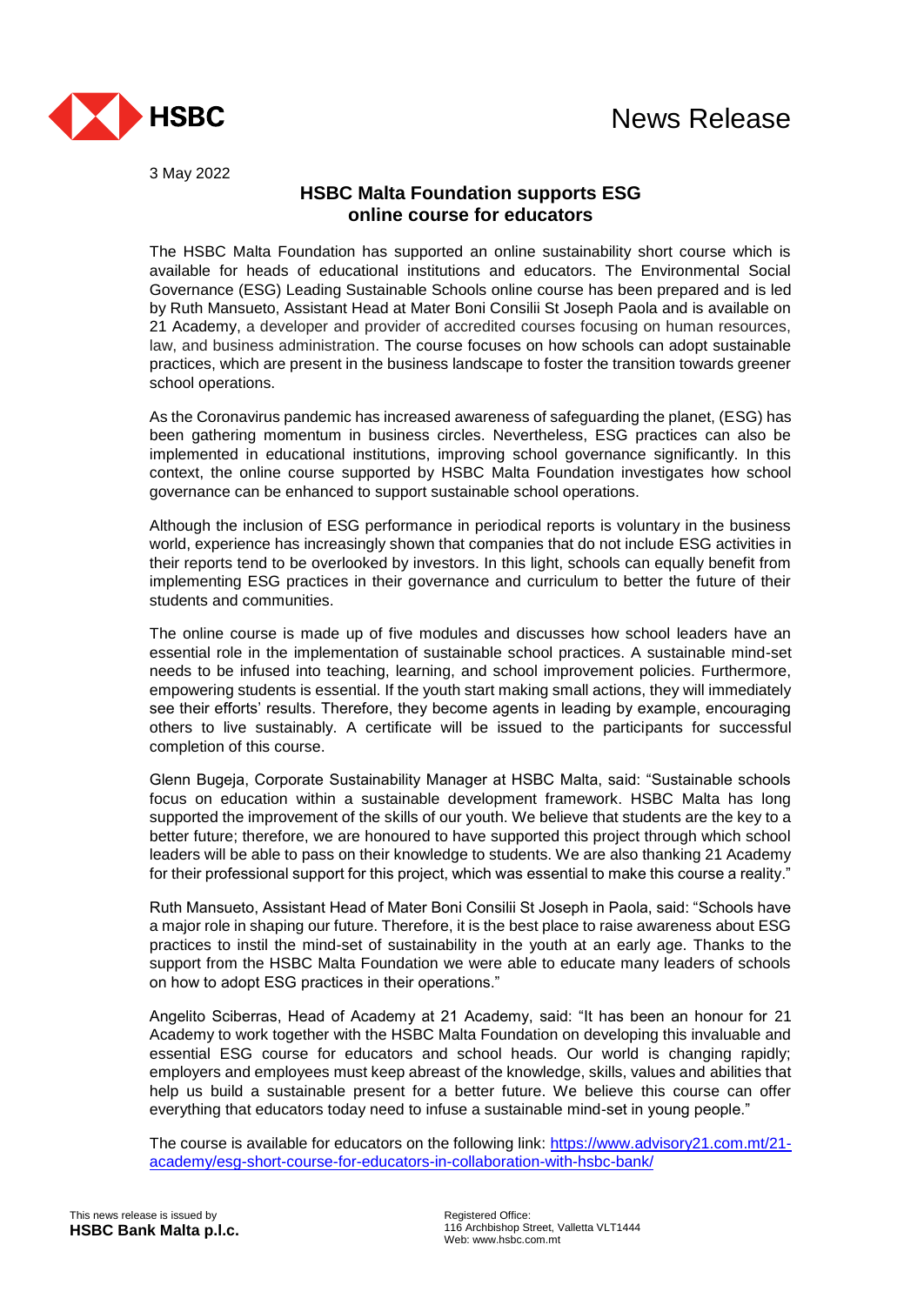HSBC

News Release

3 May 2022

## HSBC Malta Foundation supports ESG online course for educators

The HSBC Malta Foundation has supported an online sustainability short course which is available for heads of educational institutions and educators. The Environmental Social Governance (ESG) Leading Sustainable Schools online course has been prepared and is led by Ruth Mansueto, Assistant Head at Mater Boni Consilii St Joseph Paola and is available on 21 Academy, a developer and provider of accredited courses focusing on human resources, law, and business administration. The course focuses on how schools can adopt sustainable practices, which are present in the business landscape to foster the transition towards greener school operations.

As the Coronavirus pandemic has increased awareness of safeguarding the planet, (ESG) has been gathering momentum in business circles. Nevertheless, ESG practices can also be implemented in educational institutions, improving school governance significantly. In this context, the online course supported by HSBC Malta Foundation investigates how school governance can be enhanced to support sustainable school operations.

Although the inclusion of ESG performance in periodical reports is voluntary in the business world, experience has increasingly shown that companies that do not include ESG activities in their reports tend to be overlooked by investors. In this light, schools can equally benefit from implementing ESG practices in their governance and curriculum to better the future of their students and communities.

The online course is made up of five modules and discusses how school leaders have an essential role in the implementation of sustainable school practices. A sustainable mind-set needs to be infused into teaching, learning, and school improvement policies. Furthermore, empowering students is essential. If the youth start making small actions, they will immediately see their efforts' results. Therefore, they become agents in leading by example, encouraging others to live sustainably. A certificate will be issued to the participants for successful completion of this course.

Glenn Bugeja, Corporate Sustainability Manager at HSBC Malta, said: "Sustainable schools focus on education within a sustainable development framework. HSBC Malta has long supported the improvement of the skills of our youth. We believe that students are the key to a better future; therefore, we are honoured to have supported this project through which school leaders will be able to pass on their knowledge to students. We are also thanking 21 Academy for their professional support for this project, which was essential to make this course a reality."

Ruth Mansueto, Assistant Head of Mater Boni Consilii St Joseph in Paola, said: "Schools have a major role in shaping our future. Therefore, it is the best place to raise awareness about ESG practices to instil the mind-set of sustainability in the youth at an early age. Thanks to the support from the HSBC Malta Foundation we were able to educate many leaders of schools on how to adopt ESG practices in their operations."

Angelito Sciberras, Head of Academy at 21 Academy, said: "It has been an honour for 21 Academy to work together with the HSBC Malta Foundation on developing this invaluable and essential ESG course for educators and school heads. Our world is changing rapidly; employers and employees must keep abreast of the knowledge, skills, values and abilities that help us build a sustainable present for a better future. We believe this course can offer everything that educators today need to infuse a sustainable mind-set in young people."

The course is available for educators on the following link: [https://www.advisory21.com.mt/21-academy/esg-short-course-for-educators-in-collaboration-with-hsbc-bank/](https://www.advisory21.com.mt/21-academy/esg-short-course-for-educators-in-collaboration-with-hsbc-bank/)

This news release is issued by
**HSBC Bank Malta p.l.c.**

Registered Office:
116 Archbishop Street, Valletta VLT1444
Web: www.hsbc.com.mt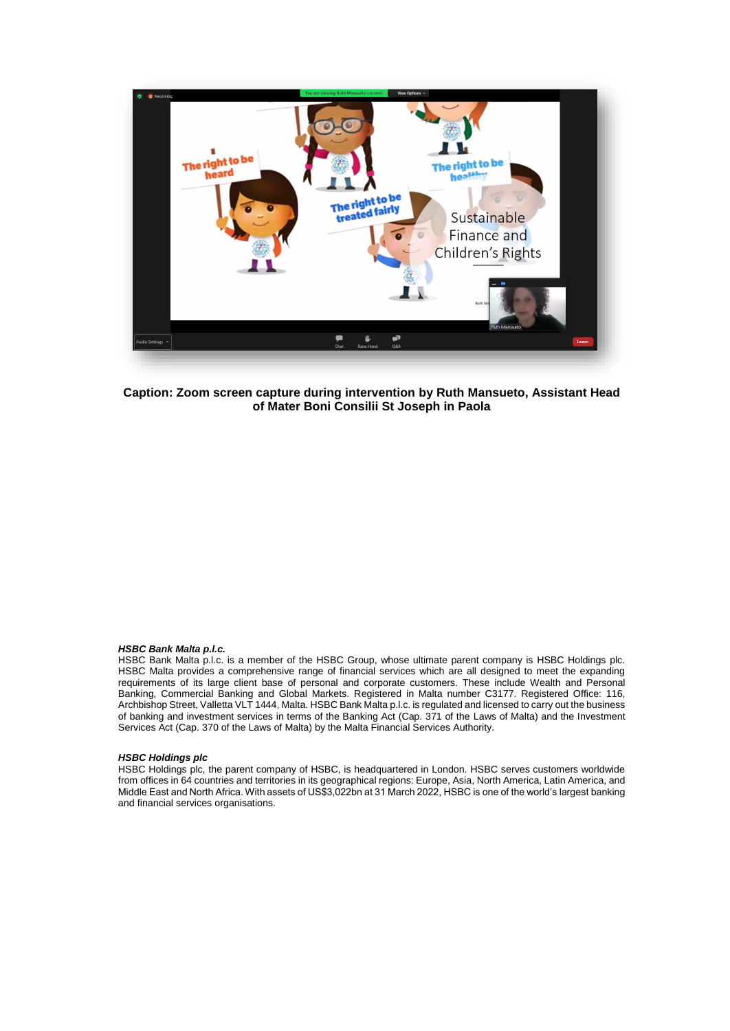**Caption: Zoom screen capture during intervention by Ruth Mansueto, Assistant Head of Mater Boni Consilii St Joseph in Paola**

***HSBC Bank Malta p.l.c.***

HSBC Bank Malta p.l.c. is a member of the HSBC Group, whose ultimate parent company is HSBC Holdings plc. HSBC Malta provides a comprehensive range of financial services which are all designed to meet the expanding requirements of its large client base of personal and corporate customers. These include Wealth and Personal Banking, Commercial Banking and Global Markets. Registered in Malta number C3177. Registered Office: 116, Archbishop Street, Valletta VLT 1444, Malta. HSBC Bank Malta p.l.c. is regulated and licensed to carry out the business of banking and investment services in terms of the Banking Act (Cap. 371 of the Laws of Malta) and the Investment Services Act (Cap. 370 of the Laws of Malta) by the Malta Financial Services Authority.

***HSBC Holdings plc***

HSBC Holdings plc, the parent company of HSBC, is headquartered in London. HSBC serves customers worldwide from offices in 64 countries and territories in its geographical regions: Europe, Asia, North America, Latin America, and Middle East and North Africa. With assets of US$3,022bn at 31 March 2022, HSBC is one of the world's largest banking and financial services organisations.